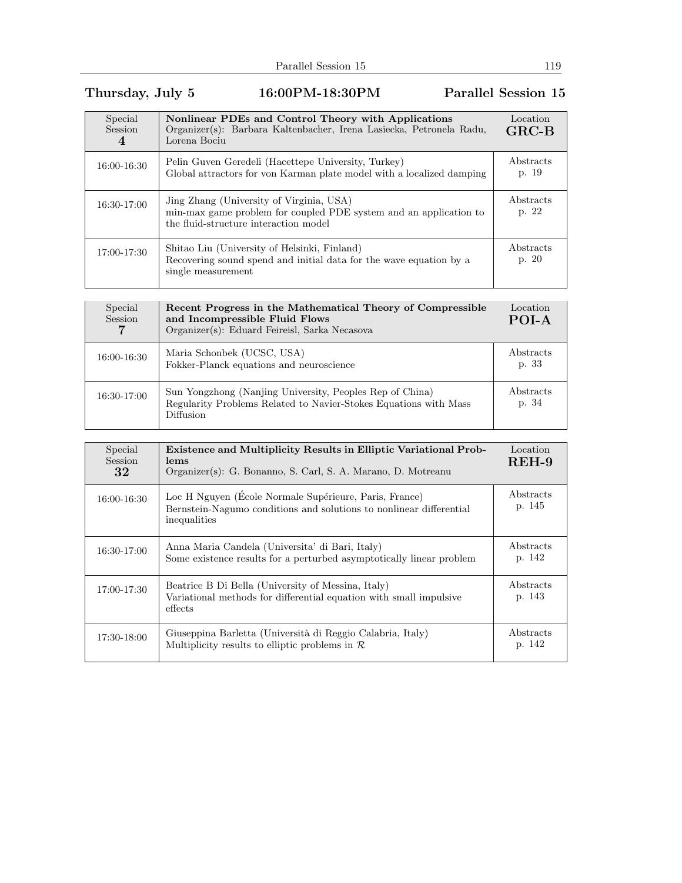## Thursday, July 5 — 16:00PM-18:30PM — Parallel Session 15

| Special Session **4** | **Nonlinear PDEs and Control Theory with Applications**<br>Organizer(s): Barbara Kaltenbacher, Irena Lasiecka, Petronela Radu, Lorena Bociu | Location **GRC-B** |
|---|---|---|
| 16:00-16:30 | Pelin Guven Geredeli (Hacettepe University, Turkey)<br>Global attractors for von Karman plate model with a localized damping | Abstracts p. 19 |
| 16:30-17:00 | Jing Zhang (University of Virginia, USA)<br>min-max game problem for coupled PDE system and an application to the fluid-structure interaction model | Abstracts p. 22 |
| 17:00-17:30 | Shitao Liu (University of Helsinki, Finland)<br>Recovering sound spend and initial data for the wave equation by a single measurement | Abstracts p. 20 |

| Special Session **7** | **Recent Progress in the Mathematical Theory of Compressible and Incompressible Fluid Flows**<br>Organizer(s): Eduard Feireisl, Sarka Necasova | Location **POI-A** |
|---|---|---|
| 16:00-16:30 | Maria Schonbek (UCSC, USA)<br>Fokker-Planck equations and neuroscience | Abstracts p. 33 |
| 16:30-17:00 | Sun Yongzhong (Nanjing University, Peoples Rep of China)<br>Regularity Problems Related to Navier-Stokes Equations with Mass Diffusion | Abstracts p. 34 |

| Special Session **32** | **Existence and Multiplicity Results in Elliptic Variational Problems**<br>Organizer(s): G. Bonanno, S. Carl, S. A. Marano, D. Motreanu | Location **REH-9** |
|---|---|---|
| 16:00-16:30 | Loc H Nguyen (École Normale Supérieure, Paris, France)<br>Bernstein-Nagumo conditions and solutions to nonlinear differential inequalities | Abstracts p. 145 |
| 16:30-17:00 | Anna Maria Candela (Universita' di Bari, Italy)<br>Some existence results for a perturbed asymptotically linear problem | Abstracts p. 142 |
| 17:00-17:30 | Beatrice B Di Bella (University of Messina, Italy)<br>Variational methods for differential equation with small impulsive effects | Abstracts p. 143 |
| 17:30-18:00 | Giuseppina Barletta (Università di Reggio Calabria, Italy)<br>Multiplicity results to elliptic problems in $\mathcal{R}$ | Abstracts p. 142 |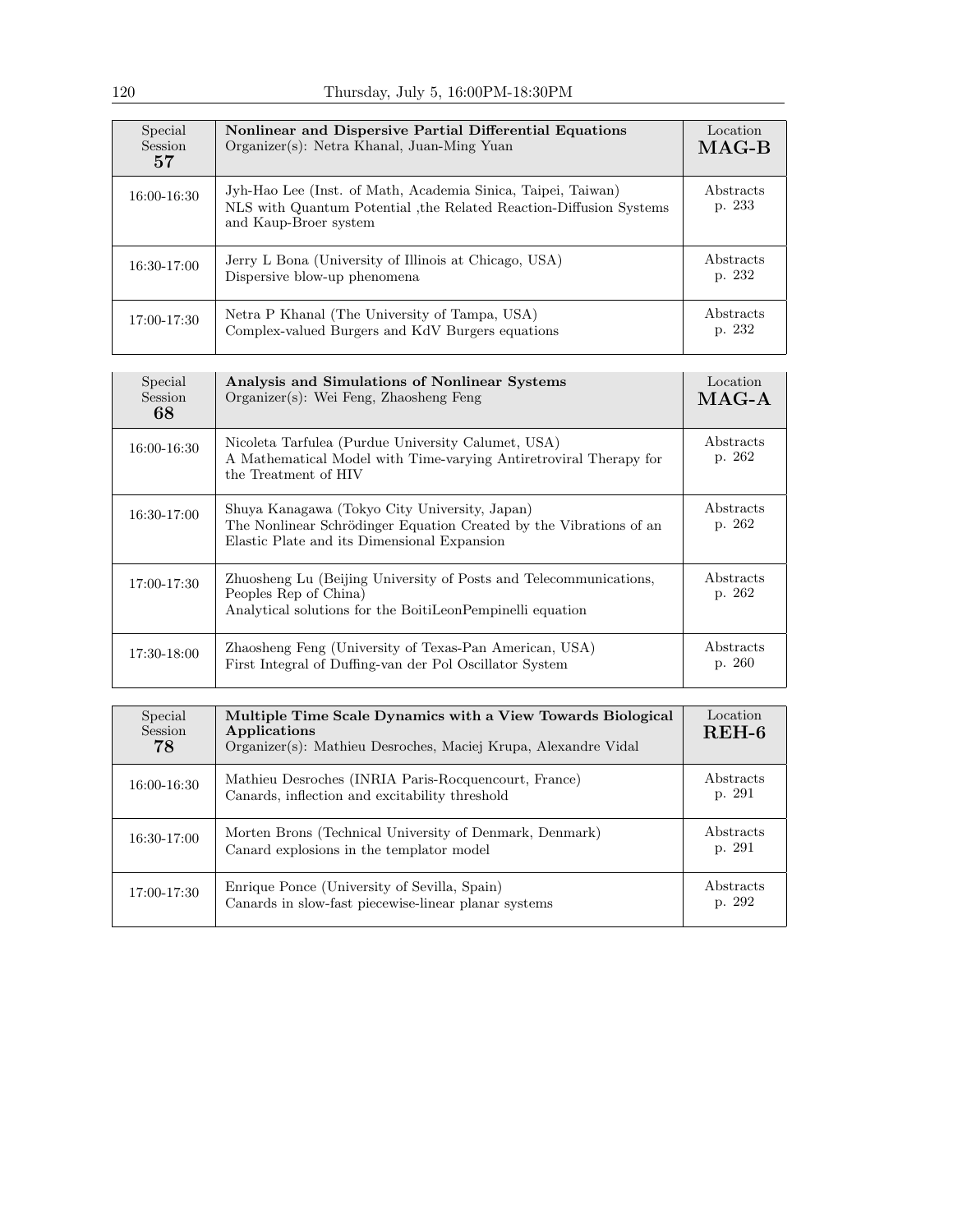| Special Session 57 | **Nonlinear and Dispersive Partial Differential Equations**<br>Organizer(s): Netra Khanal, Juan-Ming Yuan | Location **MAG-B** |
|---|---|---|
| 16:00-16:30 | Jyh-Hao Lee (Inst. of Math, Academia Sinica, Taipei, Taiwan)<br>NLS with Quantum Potential ,the Related Reaction-Diffusion Systems and Kaup-Broer system | Abstracts p. 233 |
| 16:30-17:00 | Jerry L Bona (University of Illinois at Chicago, USA)<br>Dispersive blow-up phenomena | Abstracts p. 232 |
| 17:00-17:30 | Netra P Khanal (The University of Tampa, USA)<br>Complex-valued Burgers and KdV Burgers equations | Abstracts p. 232 |

| Special Session 68 | **Analysis and Simulations of Nonlinear Systems**<br>Organizer(s): Wei Feng, Zhaosheng Feng | Location **MAG-A** |
|---|---|---|
| 16:00-16:30 | Nicoleta Tarfulea (Purdue University Calumet, USA)<br>A Mathematical Model with Time-varying Antiretroviral Therapy for the Treatment of HIV | Abstracts p. 262 |
| 16:30-17:00 | Shuya Kanagawa (Tokyo City University, Japan)<br>The Nonlinear Schrödinger Equation Created by the Vibrations of an Elastic Plate and its Dimensional Expansion | Abstracts p. 262 |
| 17:00-17:30 | Zhuosheng Lu (Beijing University of Posts and Telecommunications, Peoples Rep of China)<br>Analytical solutions for the BoitiLeonPempinelli equation | Abstracts p. 262 |
| 17:30-18:00 | Zhaosheng Feng (University of Texas-Pan American, USA)<br>First Integral of Duffing-van der Pol Oscillator System | Abstracts p. 260 |

| Special Session 78 | **Multiple Time Scale Dynamics with a View Towards Biological Applications**<br>Organizer(s): Mathieu Desroches, Maciej Krupa, Alexandre Vidal | Location **REH-6** |
|---|---|---|
| 16:00-16:30 | Mathieu Desroches (INRIA Paris-Rocquencourt, France)<br>Canards, inflection and excitability threshold | Abstracts p. 291 |
| 16:30-17:00 | Morten Brons (Technical University of Denmark, Denmark)<br>Canard explosions in the templator model | Abstracts p. 291 |
| 17:00-17:30 | Enrique Ponce (University of Sevilla, Spain)<br>Canards in slow-fast piecewise-linear planar systems | Abstracts p. 292 |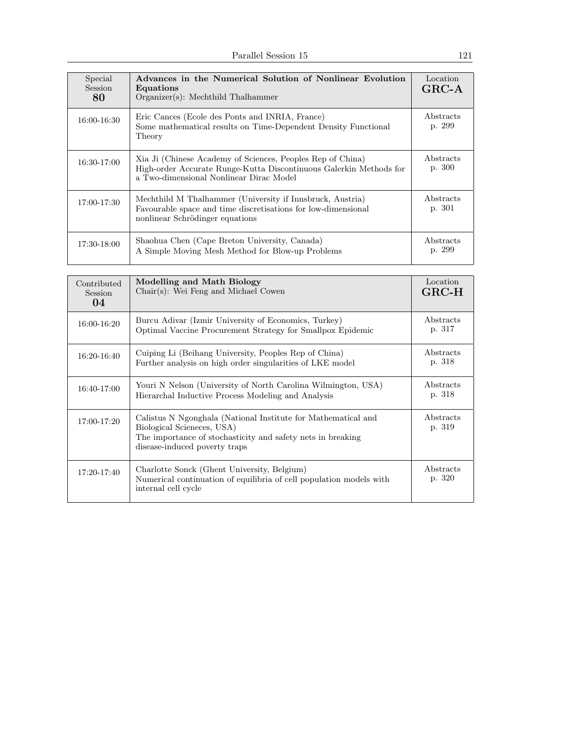| Special Session 80 | **Advances in the Numerical Solution of Nonlinear Evolution Equations**<br>Organizer(s): Mechthild Thalhammer | Location **GRC-A** |
|---|---|---|
| 16:00-16:30 | Eric Cances (Ecole des Ponts and INRIA, France)<br>Some mathematical results on Time-Dependent Density Functional Theory | Abstracts p. 299 |
| 16:30-17:00 | Xia Ji (Chinese Academy of Sciences, Peoples Rep of China)<br>High-order Accurate Runge-Kutta Discontinuous Galerkin Methods for a Two-dimensional Nonlinear Dirac Model | Abstracts p. 300 |
| 17:00-17:30 | Mechthild M Thalhammer (University if Innsbruck, Austria)<br>Favourable space and time discretisations for low-dimensional nonlinear Schrödinger equations | Abstracts p. 301 |
| 17:30-18:00 | Shaohua Chen (Cape Breton University, Canada)<br>A Simple Moving Mesh Method for Blow-up Problems | Abstracts p. 299 |

| Contributed Session 04 | **Modelling and Math Biology**<br>Chair(s): Wei Feng and Michael Cowen | Location **GRC-H** |
|---|---|---|
| 16:00-16:20 | Burcu Adivar (Izmir University of Economics, Turkey)<br>Optimal Vaccine Procurement Strategy for Smallpox Epidemic | Abstracts p. 317 |
| 16:20-16:40 | Cuiping Li (Beihang University, Peoples Rep of China)<br>Further analysis on high order singularities of LKE model | Abstracts p. 318 |
| 16:40-17:00 | Youri N Nelson (University of North Carolina Wilmington, USA)<br>Hierarchal Inductive Process Modeling and Analysis | Abstracts p. 318 |
| 17:00-17:20 | Calistus N Ngonghala (National Institute for Mathematical and Biological Scieneces, USA)<br>The importance of stochasticity and safety nets in breaking disease-induced poverty traps | Abstracts p. 319 |
| 17:20-17:40 | Charlotte Sonck (Ghent University, Belgium)<br>Numerical continuation of equilibria of cell population models with internal cell cycle | Abstracts p. 320 |